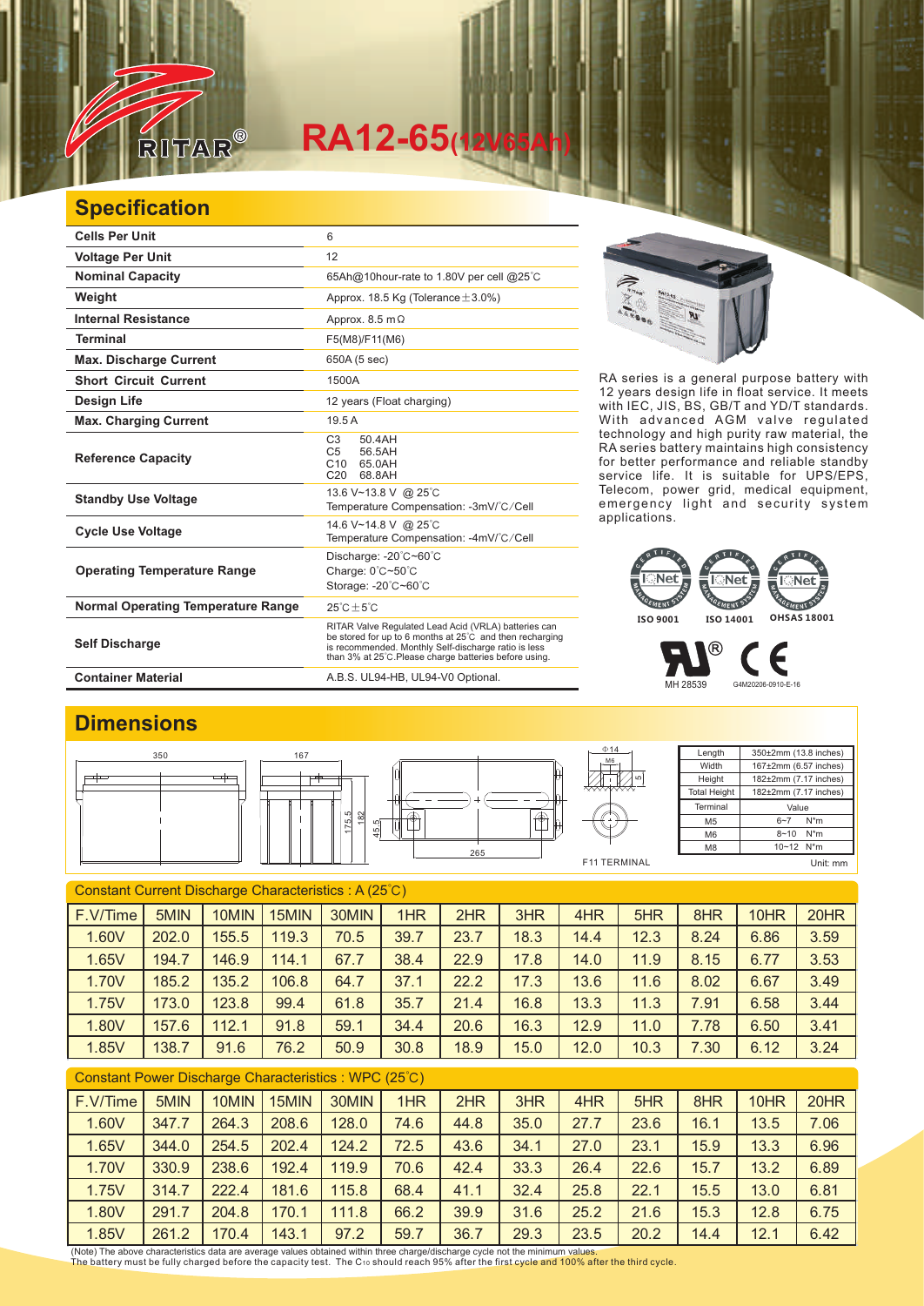# RITAR®

# RA12-65(12V65Ah)

## Specification

| | |
|---|---|
| **Cells Per Unit** | 6 |
| **Voltage Per Unit** | 12 |
| **Nominal Capacity** | 65Ah@10hour-rate to 1.80V per cell @25℃ |
| **Weight** | Approx. 18.5 Kg (Tolerance ±3.0%) |
| **Internal Resistance** | Approx. 8.5 mΩ |
| **Terminal** | F5(M8)/F11(M6) |
| **Max. Discharge Current** | 650A (5 sec) |
| **Short Circuit Current** | 1500A |
| **Design Life** | 12 years (Float charging) |
| **Max. Charging Current** | 19.5 A |
| **Reference Capacity** | C3 50.4AH<br>C5 56.5AH<br>C10 65.0AH<br>C20 68.8AH |
| **Standby Use Voltage** | 13.6 V~13.8 V @ 25℃<br>Temperature Compensation: -3mV/℃/Cell |
| **Cycle Use Voltage** | 14.6 V~14.8 V @ 25℃<br>Temperature Compensation: -4mV/℃/Cell |
| **Operating Temperature Range** | Discharge: -20℃~60℃<br>Charge: 0℃~50℃<br>Storage: -20℃~60℃ |
| **Normal Operating Temperature Range** | 25℃±5℃ |
| **Self Discharge** | RITAR Valve Regulated Lead Acid (VRLA) batteries can be stored for up to 6 months at 25℃ and then recharging is recommended. Monthly Self-discharge ratio is less than 3% at 25℃.Please charge batteries before using. |
| **Container Material** | A.B.S. UL94-HB, UL94-V0 Optional. |

RA series is a general purpose battery with 12 years design life in float service. It meets with IEC, JIS, BS, GB/T and YD/T standards. With advanced AGM valve regulated technology and high purity raw material, the RA series battery maintains high consistency for better performance and reliable standby service life. It is suitable for UPS/EPS, Telecom, power grid, medical equipment, emergency light and security system applications.

ISO 9001　ISO 14001　OHSAS 18001

MH 28539　G4M20206-0910-E-16

## Dimensions

350　167　175.5　182　45.5　265　Φ14　M6　5　F11 TERMINAL

| Length | 350±2mm (13.8 inches) |
|---|---|
| Width | 167±2mm (6.57 inches) |
| Height | 182±2mm (7.17 inches) |
| Total Height | 182±2mm (7.17 inches) |
| Terminal | Value |
| M5 | 6~7 N*m |
| M6 | 8~10 N*m |
| M8 | 10~12 N*m |

Unit: mm

### Constant Current Discharge Characteristics : A (25℃)

| F.V/Time | 5MIN | 10MIN | 15MIN | 30MIN | 1HR | 2HR | 3HR | 4HR | 5HR | 8HR | 10HR | 20HR |
|---|---|---|---|---|---|---|---|---|---|---|---|---|
| 1.60V | 202.0 | 155.5 | 119.3 | 70.5 | 39.7 | 23.7 | 18.3 | 14.4 | 12.3 | 8.24 | 6.86 | 3.59 |
| 1.65V | 194.7 | 146.9 | 114.1 | 67.7 | 38.4 | 22.9 | 17.8 | 14.0 | 11.9 | 8.15 | 6.77 | 3.53 |
| 1.70V | 185.2 | 135.2 | 106.8 | 64.7 | 37.1 | 22.2 | 17.3 | 13.6 | 11.6 | 8.02 | 6.67 | 3.49 |
| 1.75V | 173.0 | 123.8 | 99.4 | 61.8 | 35.7 | 21.4 | 16.8 | 13.3 | 11.3 | 7.91 | 6.58 | 3.44 |
| 1.80V | 157.6 | 112.1 | 91.8 | 59.1 | 34.4 | 20.6 | 16.3 | 12.9 | 11.0 | 7.78 | 6.50 | 3.41 |
| 1.85V | 138.7 | 91.6 | 76.2 | 50.9 | 30.8 | 18.9 | 15.0 | 12.0 | 10.3 | 7.30 | 6.12 | 3.24 |

### Constant Power Discharge Characteristics : WPC (25℃)

| F.V/Time | 5MIN | 10MIN | 15MIN | 30MIN | 1HR | 2HR | 3HR | 4HR | 5HR | 8HR | 10HR | 20HR |
|---|---|---|---|---|---|---|---|---|---|---|---|---|
| 1.60V | 347.7 | 264.3 | 208.6 | 128.0 | 74.6 | 44.8 | 35.0 | 27.7 | 23.6 | 16.1 | 13.5 | 7.06 |
| 1.65V | 344.0 | 254.5 | 202.4 | 124.2 | 72.5 | 43.6 | 34.1 | 27.0 | 23.1 | 15.9 | 13.3 | 6.96 |
| 1.70V | 330.9 | 238.6 | 192.4 | 119.9 | 70.6 | 42.4 | 33.3 | 26.4 | 22.6 | 15.7 | 13.2 | 6.89 |
| 1.75V | 314.7 | 222.4 | 181.6 | 115.8 | 68.4 | 41.1 | 32.4 | 25.8 | 22.1 | 15.5 | 13.0 | 6.81 |
| 1.80V | 291.7 | 204.8 | 170.1 | 111.8 | 66.2 | 39.9 | 31.6 | 25.2 | 21.6 | 15.3 | 12.8 | 6.75 |
| 1.85V | 261.2 | 170.4 | 143.1 | 97.2 | 59.7 | 36.7 | 29.3 | 23.5 | 20.2 | 14.4 | 12.1 | 6.42 |

(Note) The above characteristics data are average values obtained within three charge/discharge cycle not the minimum values.
The battery must be fully charged before the capacity test. The $C_{10}$ should reach 95% after the first cycle and 100% after the third cycle.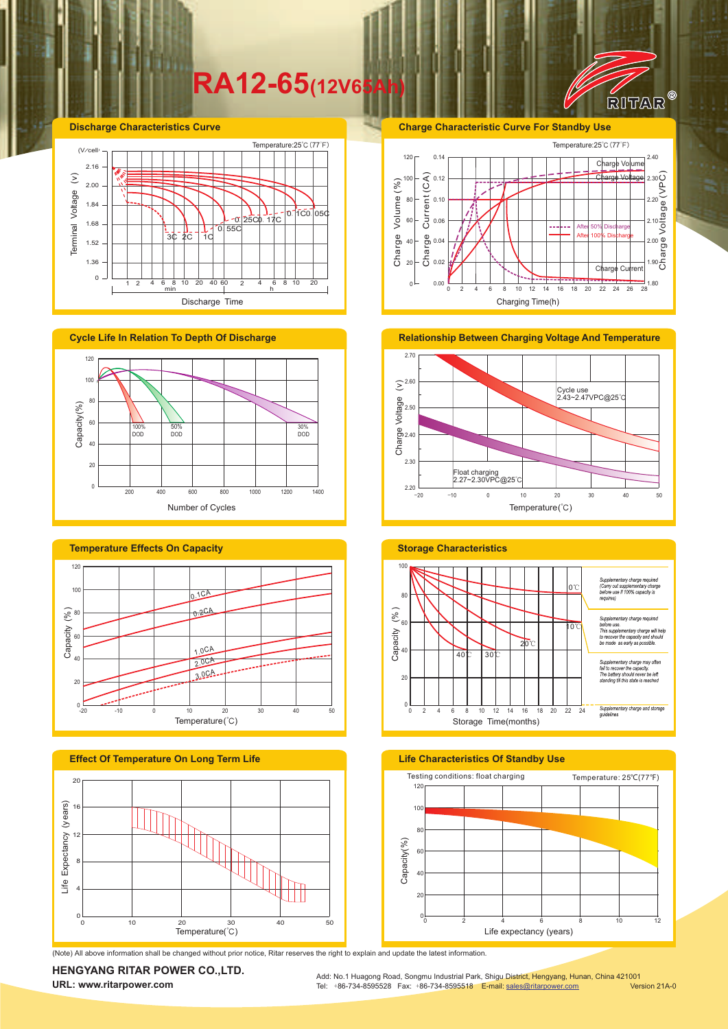# RA12-65(12V65Ah)

RITAR®

## Discharge Characteristics Curve

Temperature:25℃ (77℉)

(V/cell)

Terminal Voltage (v)

2.16
2.00
1.84
1.68
1.52
1.36
0

3C 2C 1C 0.55C 0.25C 0.17C 0.1C 0.05C

1 2 4 6 8 10 20 40 60 2 4 6 8 10 20

min h

Discharge Time

## Charge Characteristic Curve For Standby Use

Temperature:25℃ (77℉)

Charge Volume (%) 120 100 80 60 40 20 0

Charge Current (CA) 0.14 0.12 0.10 0.06 0.04 0.02 0.00

Charge Voltage (VPC) 2.40 2.30 2.20 2.10 2.00 1.90 1.80

Charge Volume

Charge Voltage

After 50% Discharge

After 100% Discharge

Charge Current

0 2 4 6 8 10 12 14 16 18 20 22 24 26 28

Charging Time(h)

## Cycle Life In Relation To Depth Of Discharge

Capacity(%) 120 100 80 60 40 20 0

100% DOD

50% DOD

30% DOD

200 400 600 800 1000 1200 1400

Number of Cycles

## Relationship Between Charging Voltage And Temperature

Charge Voltage (v) 2.70 2.60 2.50 2.40 2.30 2.20

Cycle use 2.43~2.47VPC@25℃

Float charging 2.27~2.30VPC@25℃

−20 −10 0 10 20 30 40 50

Temperature(℃)

## Temperature Effects On Capacity

Capacity (%) 120 100 80 60 40 20 0

0.1CA

0.2CA

1.0CA

2.0CA

3.0CA

-20 -10 0 10 20 30 40 50

Temperature(℃)

## Storage Characteristics

Capacity (%) 100 80 60 40 20 0

0℃ 10℃ 20℃ 30℃ 40℃

0 2 4 6 8 10 12 14 16 18 20 22 24

Storage Time(months)

*Supplementary charge required (Carry out supplementary charge before use if 100% capacity is requires)*

*Supplementary charge required before use. This supplementary charge will help to recover the capacity and should be made as early as possible.*

*Supplementary charge may often fail to recover the capacity. The battery should never be left standing till this state is reached*

*Supplementary charge and storage guidelines*

## Effect Of Temperature On Long Term Life

Life Expectancy (years) 20 16 12 8 4 0

0 10 20 30 40 50

Temperature(℃)

## Life Characteristics Of Standby Use

Testing conditions: float charging

Temperature: 25℃(77℉)

Capacity(%) 120 100 80 60 40 20 0

0 2 4 6 8 10 12

Life expectancy (years)

(Note) All above information shall be changed without prior notice, Ritar reserves the right to explain and update the latest information.

**HENGYANG RITAR POWER CO.,LTD.**

**URL: www.ritarpower.com**

Add: No.1 Huagong Road, Songmu Industrial Park, Shigu District, Hengyang, Hunan, China 421001

Tel: +86-734-8595528 Fax: +86-734-8595518 E-mail: sales@ritarpower.com

Version 21A-0